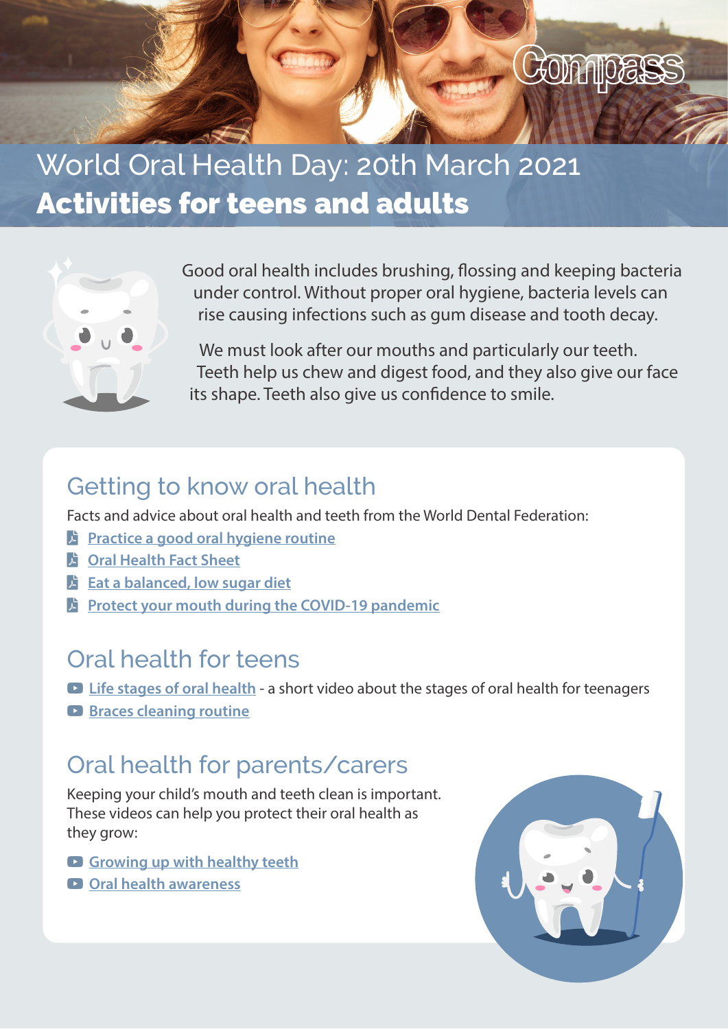Compass

# World Oral Health Day: 20th March 2021

# **Activities for teens and adults**

Good oral health includes brushing, flossing and keeping bacteria under control. Without proper oral hygiene, bacteria levels can rise causing infections such as gum disease and tooth decay.

We must look after our mouths and particularly our teeth. Teeth help us chew and digest food, and they also give our face its shape. Teeth also give us confidence to smile.

## Getting to know oral health

Facts and advice about oral health and teeth from the World Dental Federation:

- Practice a good oral hygiene routine
- Oral Health Fact Sheet
- Eat a balanced, low sugar diet
- Protect your mouth during the COVID-19 pandemic

## Oral health for teens

- Life stages of oral health - a short video about the stages of oral health for teenagers
- Braces cleaning routine

## Oral health for parents/carers

Keeping your child's mouth and teeth clean is important. These videos can help you protect their oral health as they grow:

- Growing up with healthy teeth
- Oral health awareness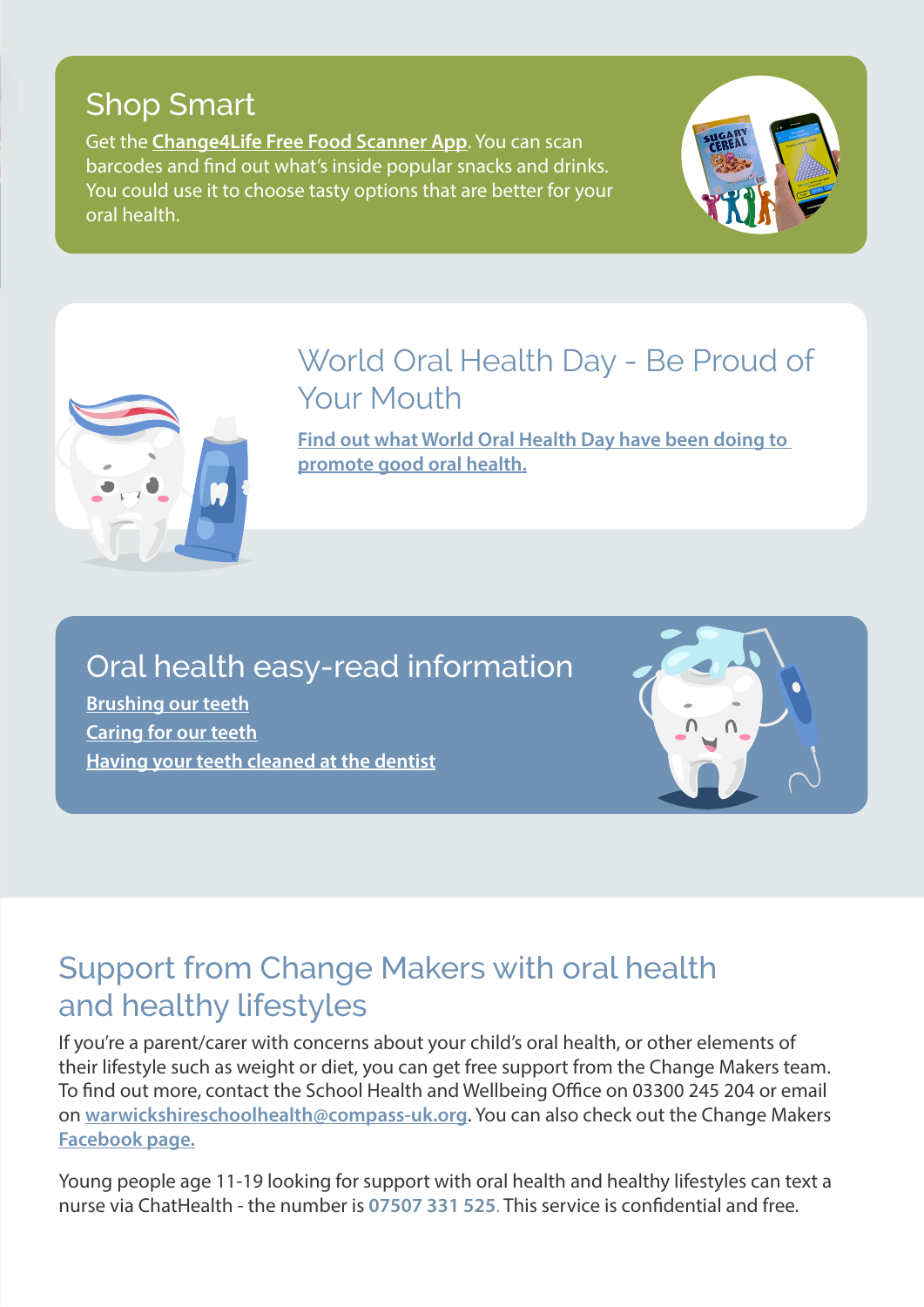## Shop Smart

Get the **Change4Life Free Food Scanner App**. You can scan barcodes and find out what's inside popular snacks and drinks. You could use it to choose tasty options that are better for your oral health.

## World Oral Health Day - Be Proud of Your Mouth

**Find out what World Oral Health Day have been doing to promote good oral health.**

## Oral health easy-read information

**Brushing our teeth**

**Caring for our teeth**

**Having your teeth cleaned at the dentist**

## Support from Change Makers with oral health and healthy lifestyles

If you're a parent/carer with concerns about your child's oral health, or other elements of their lifestyle such as weight or diet, you can get free support from the Change Makers team. To find out more, contact the School Health and Wellbeing Office on 03300 245 204 or email on **warwickshireschoolhealth@compass-uk.org**. You can also check out the Change Makers **Facebook page.**

Young people age 11-19 looking for support with oral health and healthy lifestyles can text a nurse via ChatHealth - the number is **07507 331 525.** This service is confidential and free.